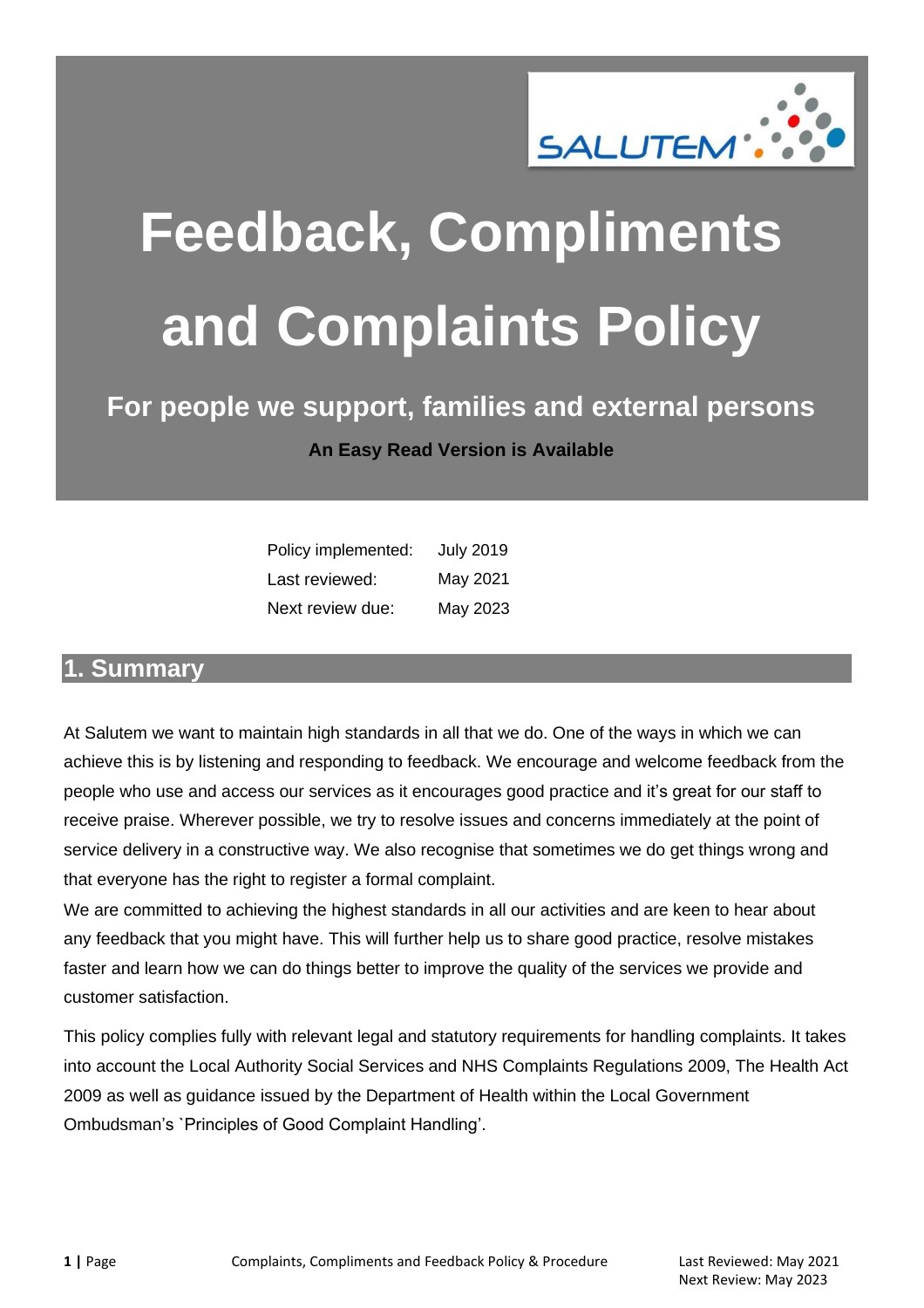# Feedback, Compliments and Complaints Policy

## For people we support, families and external persons

**An Easy Read Version is Available**

| | |
|---|---|
| Policy implemented: | July 2019 |
| Last reviewed: | May 2021 |
| Next review due: | May 2023 |

## 1. Summary

At Salutem we want to maintain high standards in all that we do. One of the ways in which we can achieve this is by listening and responding to feedback. We encourage and welcome feedback from the people who use and access our services as it encourages good practice and it's great for our staff to receive praise. Wherever possible, we try to resolve issues and concerns immediately at the point of service delivery in a constructive way. We also recognise that sometimes we do get things wrong and that everyone has the right to register a formal complaint.

We are committed to achieving the highest standards in all our activities and are keen to hear about any feedback that you might have. This will further help us to share good practice, resolve mistakes faster and learn how we can do things better to improve the quality of the services we provide and customer satisfaction.

This policy complies fully with relevant legal and statutory requirements for handling complaints. It takes into account the Local Authority Social Services and NHS Complaints Regulations 2009, The Health Act 2009 as well as guidance issued by the Department of Health within the Local Government Ombudsman's `Principles of Good Complaint Handling'.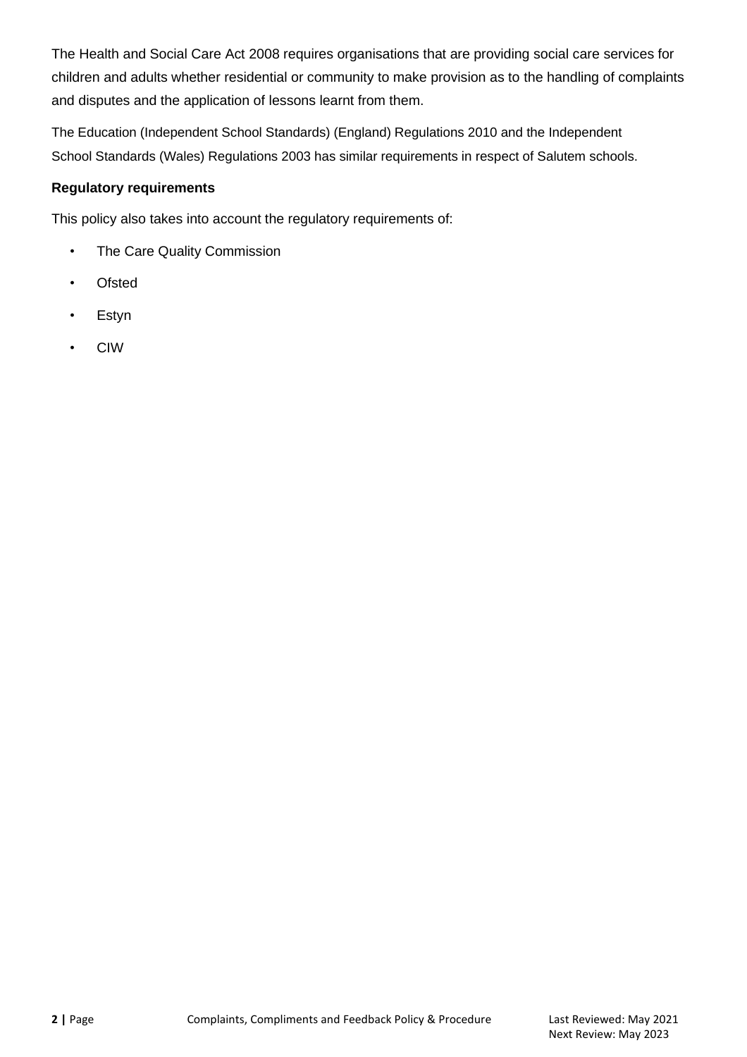The Health and Social Care Act 2008 requires organisations that are providing social care services for children and adults whether residential or community to make provision as to the handling of complaints and disputes and the application of lessons learnt from them.

The Education (Independent School Standards) (England) Regulations 2010 and the Independent School Standards (Wales) Regulations 2003 has similar requirements in respect of Salutem schools.

**Regulatory requirements**

This policy also takes into account the regulatory requirements of:

- The Care Quality Commission
- Ofsted
- Estyn
- CIW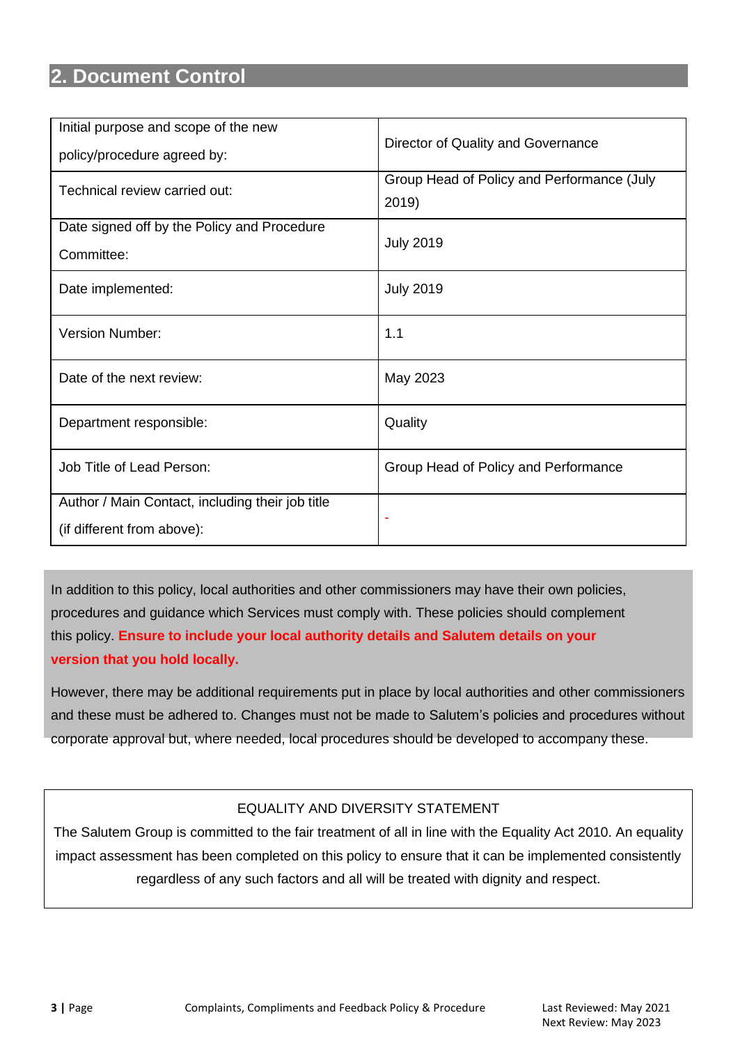## 2. Document Control

| Initial purpose and scope of the new policy/procedure agreed by: | Director of Quality and Governance |
|---|---|
| Technical review carried out: | Group Head of Policy and Performance (July 2019) |
| Date signed off by the Policy and Procedure Committee: | July 2019 |
| Date implemented: | July 2019 |
| Version Number: | 1.1 |
| Date of the next review: | May 2023 |
| Department responsible: | Quality |
| Job Title of Lead Person: | Group Head of Policy and Performance |
| Author / Main Contact, including their job title (if different from above): | - |

In addition to this policy, local authorities and other commissioners may have their own policies, procedures and guidance which Services must comply with. These policies should complement this policy. **Ensure to include your local authority details and Salutem details on your version that you hold locally.**

However, there may be additional requirements put in place by local authorities and other commissioners and these must be adhered to. Changes must not be made to Salutem's policies and procedures without corporate approval but, where needed, local procedures should be developed to accompany these.

EQUALITY AND DIVERSITY STATEMENT

The Salutem Group is committed to the fair treatment of all in line with the Equality Act 2010. An equality impact assessment has been completed on this policy to ensure that it can be implemented consistently regardless of any such factors and all will be treated with dignity and respect.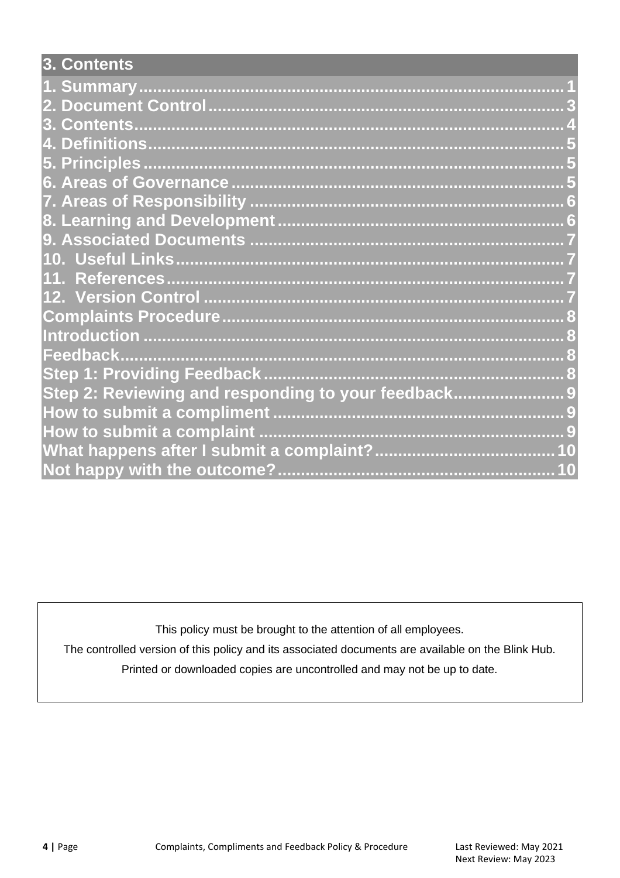## 3. Contents

1. Summary .......... 1
2. Document Control .......... 3
3. Contents .......... 4
4. Definitions .......... 5
5. Principles .......... 5
6. Areas of Governance .......... 5
7. Areas of Responsibility .......... 6
8. Learning and Development .......... 6
9. Associated Documents .......... 7
10. Useful Links .......... 7
11. References .......... 7
12. Version Control .......... 7

Complaints Procedure .......... 8
Introduction .......... 8
Feedback .......... 8
Step 1: Providing Feedback .......... 8
Step 2: Reviewing and responding to your feedback .......... 9
How to submit a compliment .......... 9
How to submit a complaint .......... 9
What happens after I submit a complaint? .......... 10
Not happy with the outcome? .......... 10

---

This policy must be brought to the attention of all employees.

The controlled version of this policy and its associated documents are available on the Blink Hub.

Printed or downloaded copies are uncontrolled and may not be up to date.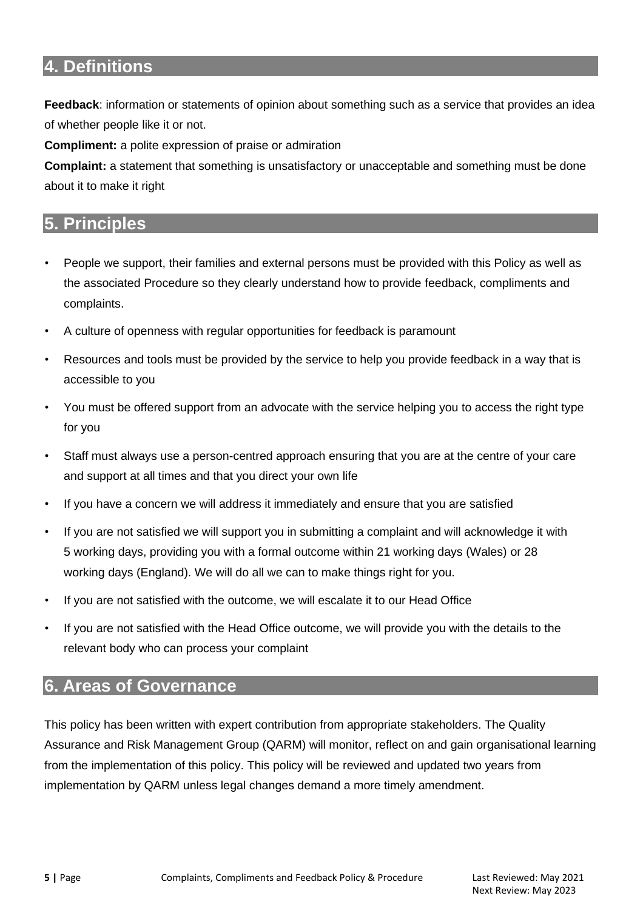## 4. Definitions

**Feedback**: information or statements of opinion about something such as a service that provides an idea of whether people like it or not.

**Compliment:** a polite expression of praise or admiration

**Complaint:** a statement that something is unsatisfactory or unacceptable and something must be done about it to make it right

## 5. Principles

- People we support, their families and external persons must be provided with this Policy as well as the associated Procedure so they clearly understand how to provide feedback, compliments and complaints.
- A culture of openness with regular opportunities for feedback is paramount
- Resources and tools must be provided by the service to help you provide feedback in a way that is accessible to you
- You must be offered support from an advocate with the service helping you to access the right type for you
- Staff must always use a person-centred approach ensuring that you are at the centre of your care and support at all times and that you direct your own life
- If you have a concern we will address it immediately and ensure that you are satisfied
- If you are not satisfied we will support you in submitting a complaint and will acknowledge it with 5 working days, providing you with a formal outcome within 21 working days (Wales) or 28 working days (England). We will do all we can to make things right for you.
- If you are not satisfied with the outcome, we will escalate it to our Head Office
- If you are not satisfied with the Head Office outcome, we will provide you with the details to the relevant body who can process your complaint

## 6. Areas of Governance

This policy has been written with expert contribution from appropriate stakeholders. The Quality Assurance and Risk Management Group (QARM) will monitor, reflect on and gain organisational learning from the implementation of this policy. This policy will be reviewed and updated two years from implementation by QARM unless legal changes demand a more timely amendment.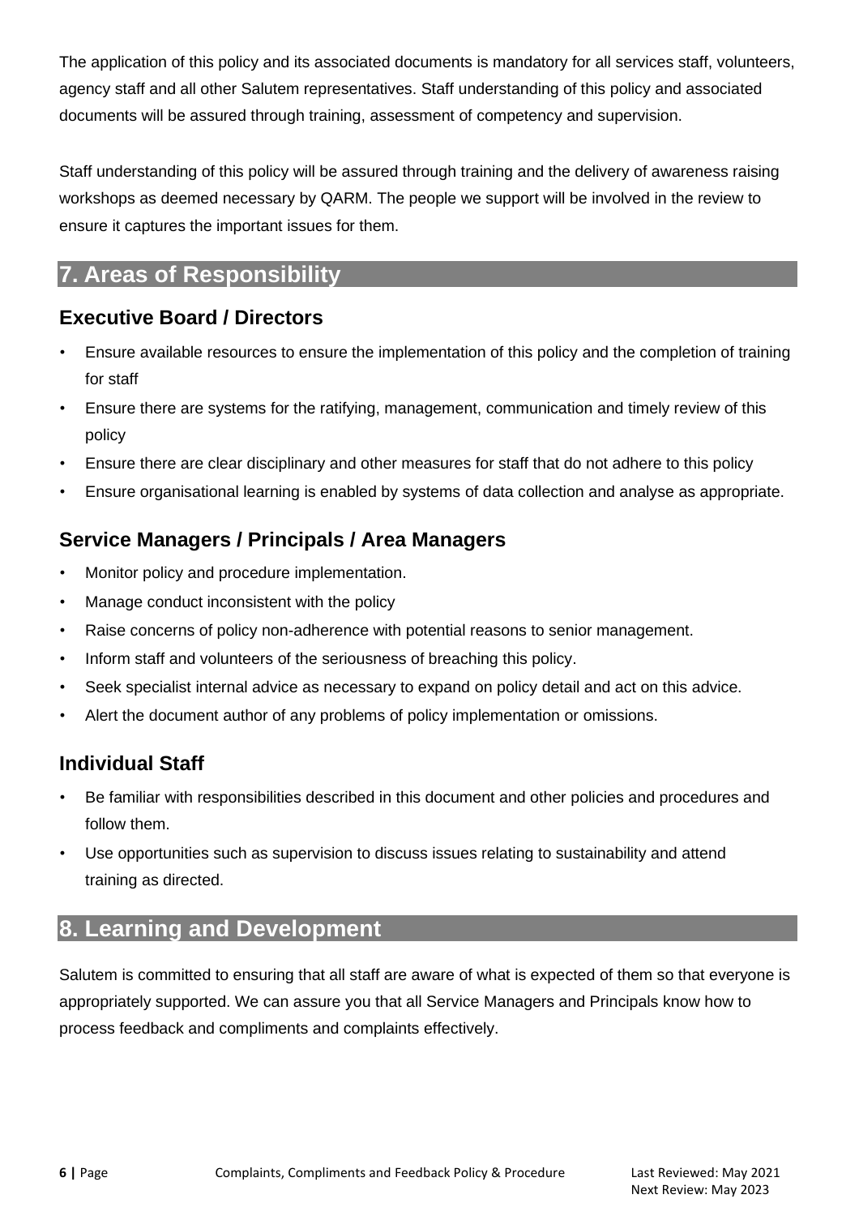The application of this policy and its associated documents is mandatory for all services staff, volunteers, agency staff and all other Salutem representatives. Staff understanding of this policy and associated documents will be assured through training, assessment of competency and supervision.

Staff understanding of this policy will be assured through training and the delivery of awareness raising workshops as deemed necessary by QARM. The people we support will be involved in the review to ensure it captures the important issues for them.

## 7. Areas of Responsibility

### Executive Board / Directors

- Ensure available resources to ensure the implementation of this policy and the completion of training for staff
- Ensure there are systems for the ratifying, management, communication and timely review of this policy
- Ensure there are clear disciplinary and other measures for staff that do not adhere to this policy
- Ensure organisational learning is enabled by systems of data collection and analyse as appropriate.

### Service Managers / Principals / Area Managers

- Monitor policy and procedure implementation.
- Manage conduct inconsistent with the policy
- Raise concerns of policy non-adherence with potential reasons to senior management.
- Inform staff and volunteers of the seriousness of breaching this policy.
- Seek specialist internal advice as necessary to expand on policy detail and act on this advice.
- Alert the document author of any problems of policy implementation or omissions.

### Individual Staff

- Be familiar with responsibilities described in this document and other policies and procedures and follow them.
- Use opportunities such as supervision to discuss issues relating to sustainability and attend training as directed.

## 8. Learning and Development

Salutem is committed to ensuring that all staff are aware of what is expected of them so that everyone is appropriately supported. We can assure you that all Service Managers and Principals know how to process feedback and compliments and complaints effectively.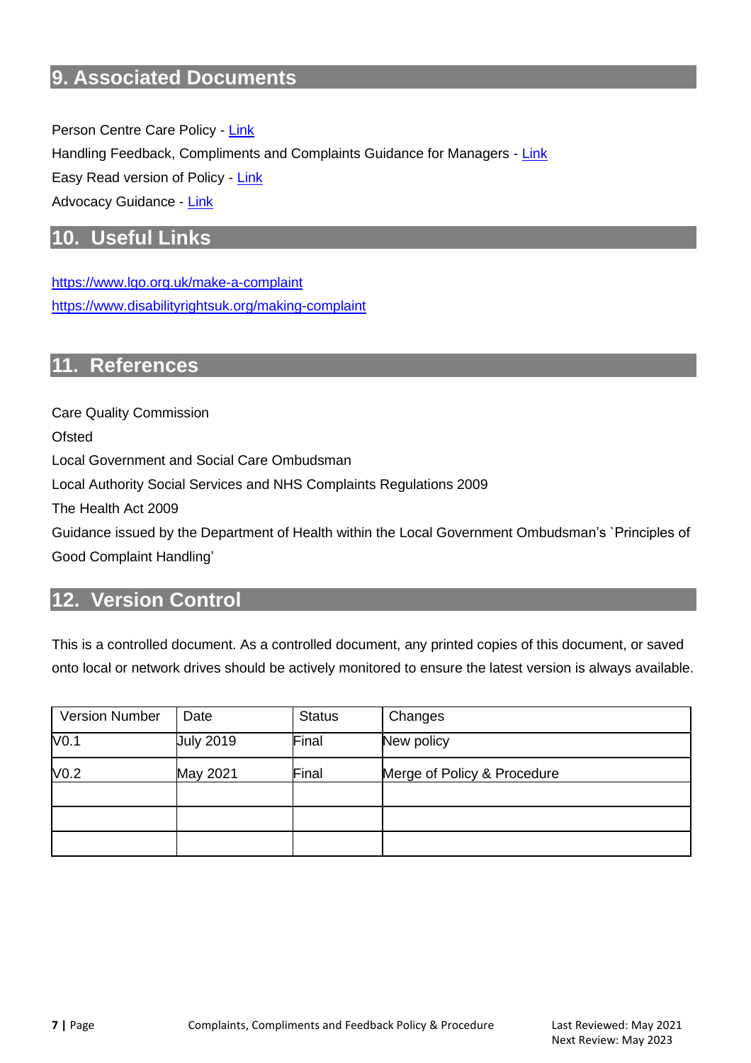## 9. Associated Documents

Person Centre Care Policy - Link
Handling Feedback, Compliments and Complaints Guidance for Managers - Link
Easy Read version of Policy - Link
Advocacy Guidance - Link

## 10. Useful Links

https://www.lgo.org.uk/make-a-complaint
https://www.disabilityrightsuk.org/making-complaint

## 11. References

Care Quality Commission
Ofsted
Local Government and Social Care Ombudsman
Local Authority Social Services and NHS Complaints Regulations 2009
The Health Act 2009
Guidance issued by the Department of Health within the Local Government Ombudsman's `Principles of Good Complaint Handling'

## 12. Version Control

This is a controlled document. As a controlled document, any printed copies of this document, or saved onto local or network drives should be actively monitored to ensure the latest version is always available.

| Version Number | Date | Status | Changes |
|---|---|---|---|
| V0.1 | July 2019 | Final | New policy |
| V0.2 | May 2021 | Final | Merge of Policy & Procedure |
| | | | |
| | | | |
| | | | |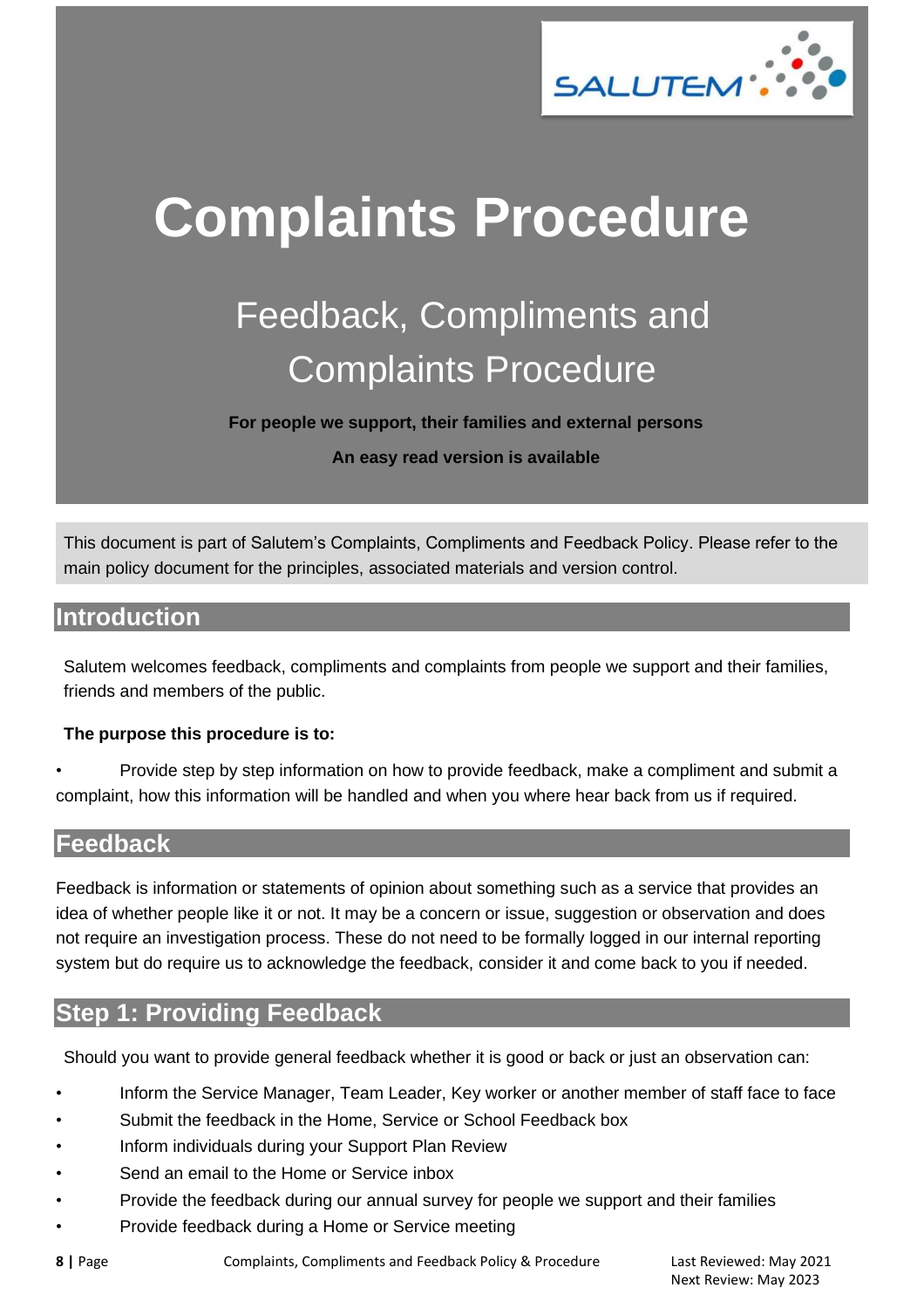# Complaints Procedure

## Feedback, Compliments and Complaints Procedure

**For people we support, their families and external persons**

**An easy read version is available**

This document is part of Salutem's Complaints, Compliments and Feedback Policy. Please refer to the main policy document for the principles, associated materials and version control.

## Introduction

Salutem welcomes feedback, compliments and complaints from people we support and their families, friends and members of the public.

**The purpose this procedure is to:**

- Provide step by step information on how to provide feedback, make a compliment and submit a complaint, how this information will be handled and when you where hear back from us if required.

## Feedback

Feedback is information or statements of opinion about something such as a service that provides an idea of whether people like it or not. It may be a concern or issue, suggestion or observation and does not require an investigation process. These do not need to be formally logged in our internal reporting system but do require us to acknowledge the feedback, consider it and come back to you if needed.

## Step 1: Providing Feedback

Should you want to provide general feedback whether it is good or back or just an observation can:

- Inform the Service Manager, Team Leader, Key worker or another member of staff face to face
- Submit the feedback in the Home, Service or School Feedback box
- Inform individuals during your Support Plan Review
- Send an email to the Home or Service inbox
- Provide the feedback during our annual survey for people we support and their families
- Provide feedback during a Home or Service meeting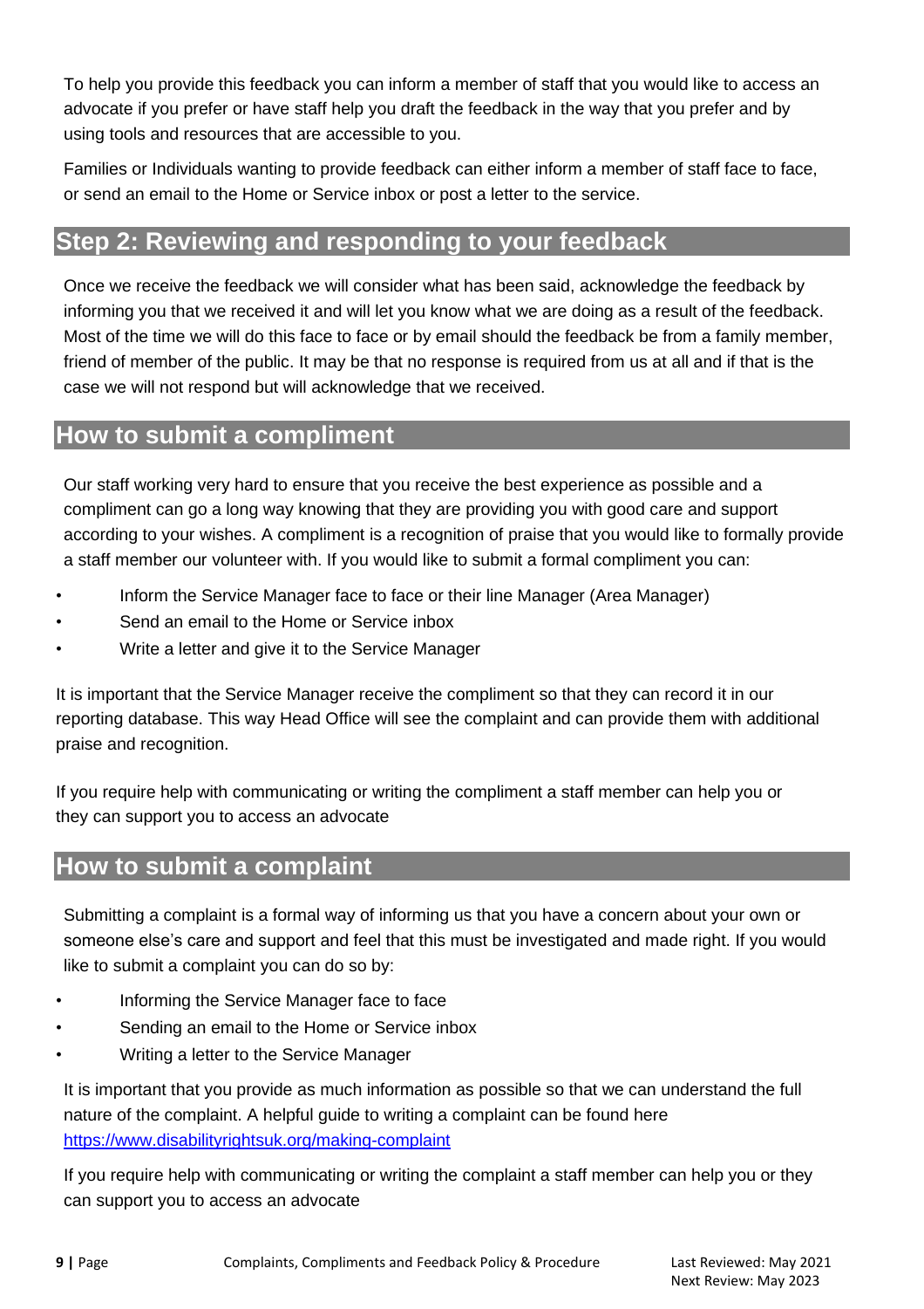To help you provide this feedback you can inform a member of staff that you would like to access an advocate if you prefer or have staff help you draft the feedback in the way that you prefer and by using tools and resources that are accessible to you.

Families or Individuals wanting to provide feedback can either inform a member of staff face to face, or send an email to the Home or Service inbox or post a letter to the service.

## Step 2: Reviewing and responding to your feedback

Once we receive the feedback we will consider what has been said, acknowledge the feedback by informing you that we received it and will let you know what we are doing as a result of the feedback. Most of the time we will do this face to face or by email should the feedback be from a family member, friend of member of the public. It may be that no response is required from us at all and if that is the case we will not respond but will acknowledge that we received.

## How to submit a compliment

Our staff working very hard to ensure that you receive the best experience as possible and a compliment can go a long way knowing that they are providing you with good care and support according to your wishes. A compliment is a recognition of praise that you would like to formally provide a staff member our volunteer with. If you would like to submit a formal compliment you can:

- Inform the Service Manager face to face or their line Manager (Area Manager)
- Send an email to the Home or Service inbox
- Write a letter and give it to the Service Manager

It is important that the Service Manager receive the compliment so that they can record it in our reporting database. This way Head Office will see the complaint and can provide them with additional praise and recognition.

If you require help with communicating or writing the compliment a staff member can help you or they can support you to access an advocate

## How to submit a complaint

Submitting a complaint is a formal way of informing us that you have a concern about your own or someone else's care and support and feel that this must be investigated and made right. If you would like to submit a complaint you can do so by:

- Informing the Service Manager face to face
- Sending an email to the Home or Service inbox
- Writing a letter to the Service Manager

It is important that you provide as much information as possible so that we can understand the full nature of the complaint. A helpful guide to writing a complaint can be found here https://www.disabilityrightsuk.org/making-complaint

If you require help with communicating or writing the complaint a staff member can help you or they can support you to access an advocate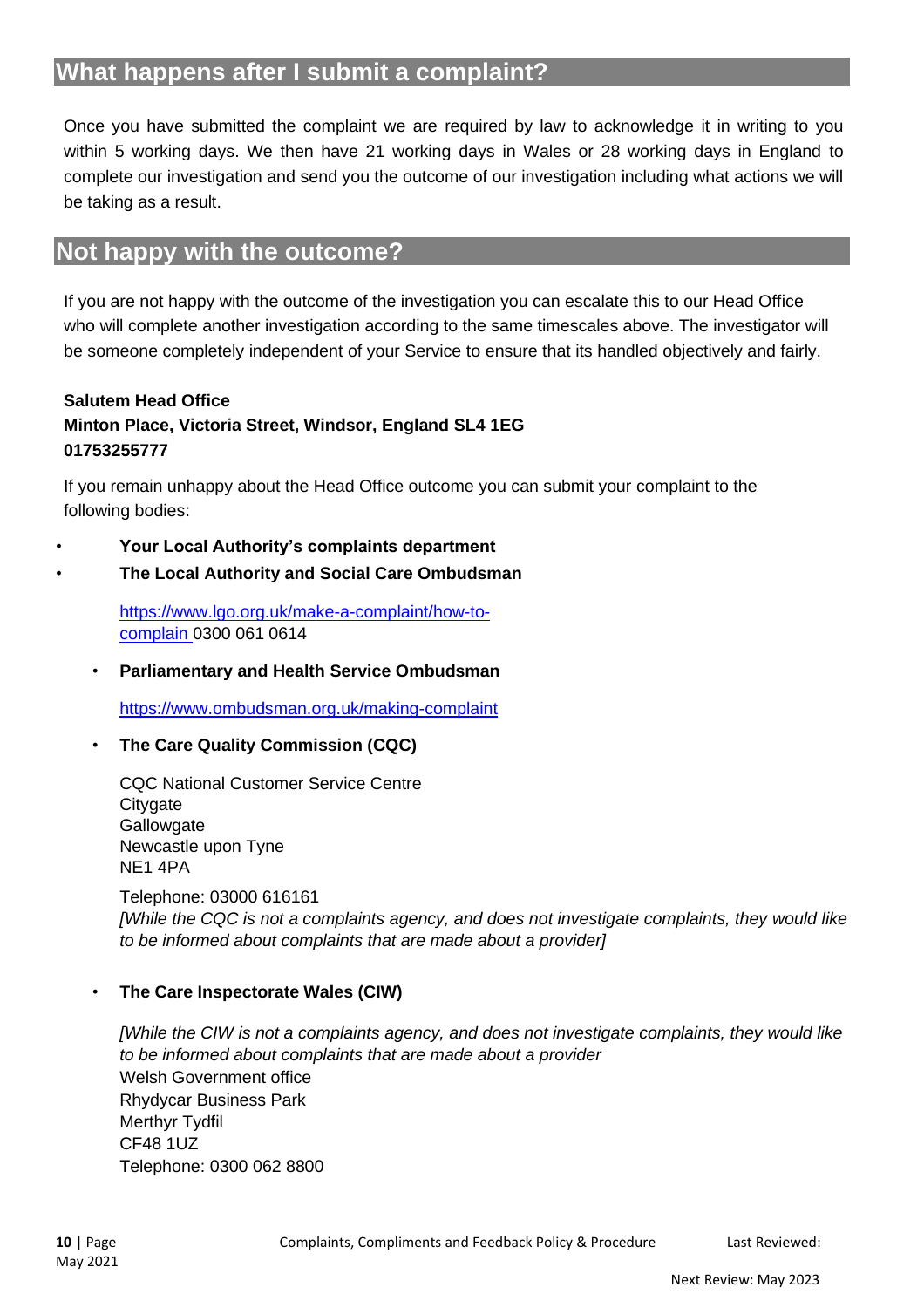## What happens after I submit a complaint?

Once you have submitted the complaint we are required by law to acknowledge it in writing to you within 5 working days. We then have 21 working days in Wales or 28 working days in England to complete our investigation and send you the outcome of our investigation including what actions we will be taking as a result.

## Not happy with the outcome?

If you are not happy with the outcome of the investigation you can escalate this to our Head Office who will complete another investigation according to the same timescales above. The investigator will be someone completely independent of your Service to ensure that its handled objectively and fairly.

**Salutem Head Office**
**Minton Place, Victoria Street, Windsor, England SL4 1EG**
**01753255777**

If you remain unhappy about the Head Office outcome you can submit your complaint to the following bodies:

- **Your Local Authority's complaints department**
- **The Local Authority and Social Care Ombudsman**

  https://www.lgo.org.uk/make-a-complaint/how-to-complain 0300 061 0614

- **Parliamentary and Health Service Ombudsman**

  https://www.ombudsman.org.uk/making-complaint

- **The Care Quality Commission (CQC)**

  CQC National Customer Service Centre
  Citygate
  Gallowgate
  Newcastle upon Tyne
  NE1 4PA

  Telephone: 03000 616161
  *[While the CQC is not a complaints agency, and does not investigate complaints, they would like to be informed about complaints that are made about a provider]*

- **The Care Inspectorate Wales (CIW)**

  *[While the CIW is not a complaints agency, and does not investigate complaints, they would like to be informed about complaints that are made about a provider*
  Welsh Government office
  Rhydycar Business Park
  Merthyr Tydfil
  CF48 1UZ
  Telephone: 0300 062 8800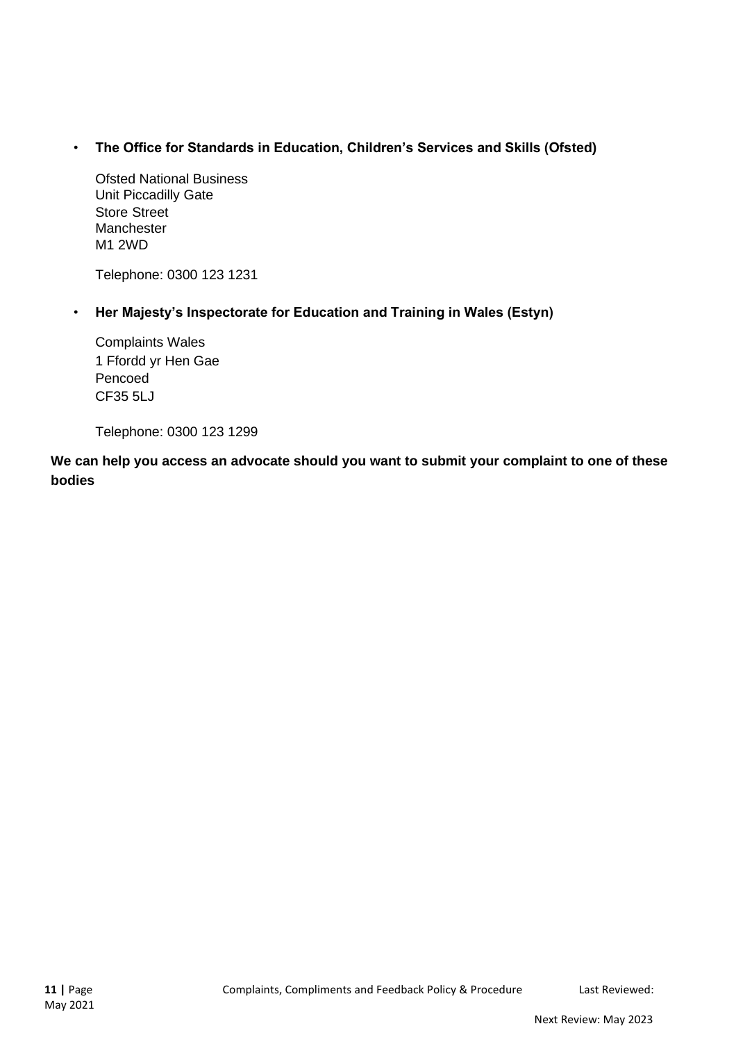- **The Office for Standards in Education, Children's Services and Skills (Ofsted)**

  Ofsted National Business
  Unit Piccadilly Gate
  Store Street
  Manchester
  M1 2WD

  Telephone: 0300 123 1231

- **Her Majesty's Inspectorate for Education and Training in Wales (Estyn)**

  Complaints Wales
  1 Ffordd yr Hen Gae
  Pencoed
  CF35 5LJ

  Telephone: 0300 123 1299

**We can help you access an advocate should you want to submit your complaint to one of these bodies**